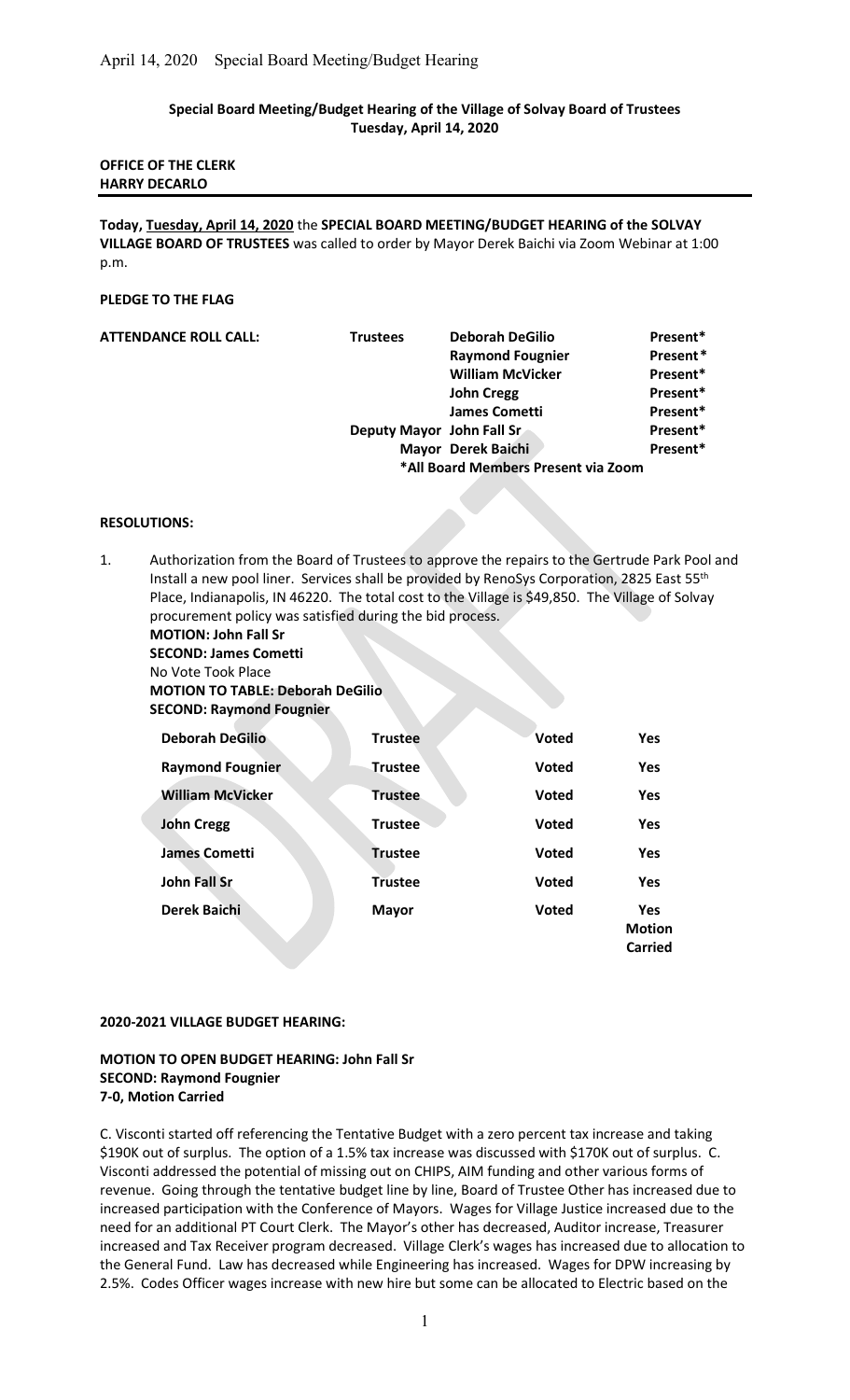**Special Board Meeting/Budget Hearing of the Village of Solvay Board of Trustees**
**Tuesday, April 14, 2020**

**OFFICE OF THE CLERK**
**HARRY DECARLO**

---

**Today, Tuesday, April 14, 2020** the **SPECIAL BOARD MEETING/BUDGET HEARING of the SOLVAY VILLAGE BOARD OF TRUSTEES** was called to order by Mayor Derek Baichi via Zoom Webinar at 1:00 p.m.

**PLEDGE TO THE FLAG**

| **ATTENDANCE ROLL CALL:** | **Trustees** | **Deborah DeGilio** | **Present*** |
|---|---|---|---|
| | | **Raymond Fougnier** | **Present*** |
| | | **William McVicker** | **Present*** |
| | | **John Cregg** | **Present*** |
| | | **James Cometti** | **Present*** |
| | **Deputy Mayor** | **John Fall Sr** | **Present*** |
| | **Mayor** | **Derek Baichi** | **Present*** |

**\*All Board Members Present via Zoom**

**RESOLUTIONS:**

1. Authorization from the Board of Trustees to approve the repairs to the Gertrude Park Pool and Install a new pool liner. Services shall be provided by RenoSys Corporation, 2825 East 55th Place, Indianapolis, IN 46220. The total cost to the Village is $49,850. The Village of Solvay procurement policy was satisfied during the bid process.
   **MOTION: John Fall Sr**
   **SECOND: James Cometti**
   No Vote Took Place
   **MOTION TO TABLE: Deborah DeGilio**
   **SECOND: Raymond Fougnier**

| | | | |
|---|---|---|---|
| **Deborah DeGilio** | **Trustee** | **Voted** | **Yes** |
| **Raymond Fougnier** | **Trustee** | **Voted** | **Yes** |
| **William McVicker** | **Trustee** | **Voted** | **Yes** |
| **John Cregg** | **Trustee** | **Voted** | **Yes** |
| **James Cometti** | **Trustee** | **Voted** | **Yes** |
| **John Fall Sr** | **Trustee** | **Voted** | **Yes** |
| **Derek Baichi** | **Mayor** | **Voted** | **Yes Motion Carried** |

**2020-2021 VILLAGE BUDGET HEARING:**

**MOTION TO OPEN BUDGET HEARING: John Fall Sr**
**SECOND: Raymond Fougnier**
**7-0, Motion Carried**

C. Visconti started off referencing the Tentative Budget with a zero percent tax increase and taking $190K out of surplus. The option of a 1.5% tax increase was discussed with $170K out of surplus. C. Visconti addressed the potential of missing out on CHIPS, AIM funding and other various forms of revenue. Going through the tentative budget line by line, Board of Trustee Other has increased due to increased participation with the Conference of Mayors. Wages for Village Justice increased due to the need for an additional PT Court Clerk. The Mayor's other has decreased, Auditor increase, Treasurer increased and Tax Receiver program decreased. Village Clerk's wages has increased due to allocation to the General Fund. Law has decreased while Engineering has increased. Wages for DPW increasing by 2.5%. Codes Officer wages increase with new hire but some can be allocated to Electric based on the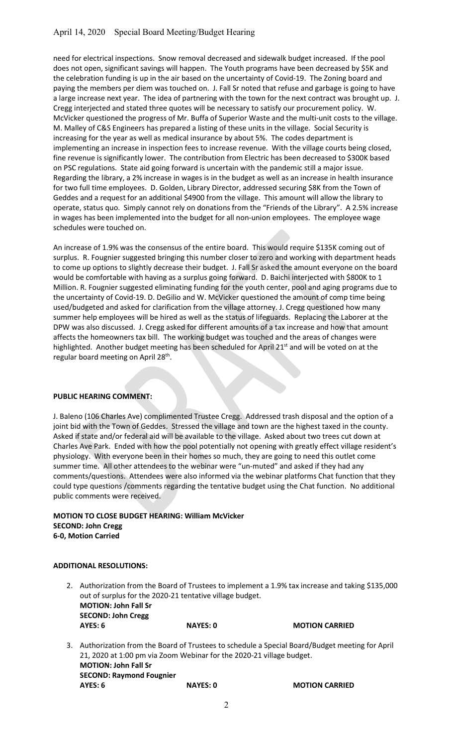need for electrical inspections. Snow removal decreased and sidewalk budget increased. If the pool does not open, significant savings will happen. The Youth programs have been decreased by $5K and the celebration funding is up in the air based on the uncertainty of Covid-19. The Zoning board and paying the members per diem was touched on. J. Fall Sr noted that refuse and garbage is going to have a large increase next year. The idea of partnering with the town for the next contract was brought up. J. Cregg interjected and stated three quotes will be necessary to satisfy our procurement policy. W. McVicker questioned the progress of Mr. Buffa of Superior Waste and the multi-unit costs to the village. M. Malley of C&S Engineers has prepared a listing of these units in the village. Social Security is increasing for the year as well as medical insurance by about 5%. The codes department is implementing an increase in inspection fees to increase revenue. With the village courts being closed, fine revenue is significantly lower. The contribution from Electric has been decreased to $300K based on PSC regulations. State aid going forward is uncertain with the pandemic still a major issue. Regarding the library, a 2% increase in wages is in the budget as well as an increase in health insurance for two full time employees. D. Golden, Library Director, addressed securing $8K from the Town of Geddes and a request for an additional $4900 from the village. This amount will allow the library to operate, status quo. Simply cannot rely on donations from the "Friends of the Library". A 2.5% increase in wages has been implemented into the budget for all non-union employees. The employee wage schedules were touched on.

An increase of 1.9% was the consensus of the entire board. This would require $135K coming out of surplus. R. Fougnier suggested bringing this number closer to zero and working with department heads to come up options to slightly decrease their budget. J. Fall Sr asked the amount everyone on the board would be comfortable with having as a surplus going forward. D. Baichi interjected with $800K to 1 Million. R. Fougnier suggested eliminating funding for the youth center, pool and aging programs due to the uncertainty of Covid-19. D. DeGilio and W. McVicker questioned the amount of comp time being used/budgeted and asked for clarification from the village attorney. J. Cregg questioned how many summer help employees will be hired as well as the status of lifeguards. Replacing the Laborer at the DPW was also discussed. J. Cregg asked for different amounts of a tax increase and how that amount affects the homeowners tax bill. The working budget was touched and the areas of changes were highlighted. Another budget meeting has been scheduled for April 21st and will be voted on at the regular board meeting on April 28th.

**PUBLIC HEARING COMMENT:**

J. Baleno (106 Charles Ave) complimented Trustee Cregg. Addressed trash disposal and the option of a joint bid with the Town of Geddes. Stressed the village and town are the highest taxed in the county. Asked if state and/or federal aid will be available to the village. Asked about two trees cut down at Charles Ave Park. Ended with how the pool potentially not opening with greatly effect village resident's physiology. With everyone been in their homes so much, they are going to need this outlet come summer time. All other attendees to the webinar were "un-muted" and asked if they had any comments/questions. Attendees were also informed via the webinar platforms Chat function that they could type questions /comments regarding the tentative budget using the Chat function. No additional public comments were received.

**MOTION TO CLOSE BUDGET HEARING: William McVicker**
**SECOND: John Cregg**
**6-0, Motion Carried**

**ADDITIONAL RESOLUTIONS:**

2. Authorization from the Board of Trustees to implement a 1.9% tax increase and taking $135,000 out of surplus for the 2020-21 tentative village budget.
   **MOTION: John Fall Sr**
   **SECOND: John Cregg**
   **AYES: 6** **NAYES: 0** **MOTION CARRIED**

3. Authorization from the Board of Trustees to schedule a Special Board/Budget meeting for April 21, 2020 at 1:00 pm via Zoom Webinar for the 2020-21 village budget.
   **MOTION: John Fall Sr**
   **SECOND: Raymond Fougnier**
   **AYES: 6** **NAYES: 0** **MOTION CARRIED**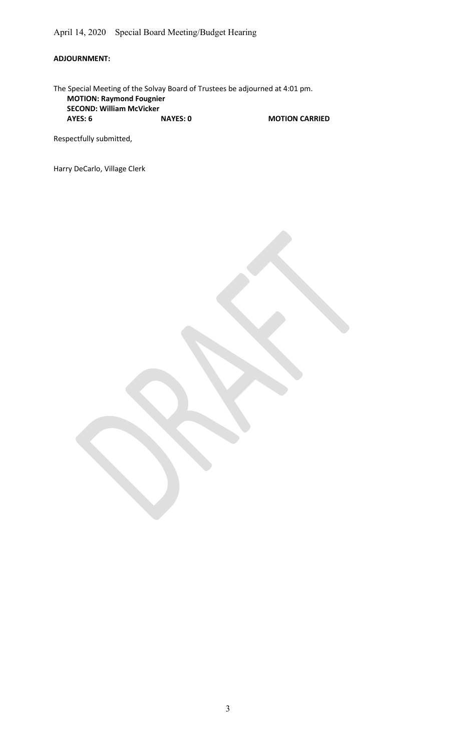**ADJOURNMENT:**

The Special Meeting of the Solvay Board of Trustees be adjourned at 4:01 pm.

**MOTION: Raymond Fougnier**
**SECOND: William McVicker**
**AYES: 6** **NAYES: 0** **MOTION CARRIED**

Respectfully submitted,

Harry DeCarlo, Village Clerk

DRAFT